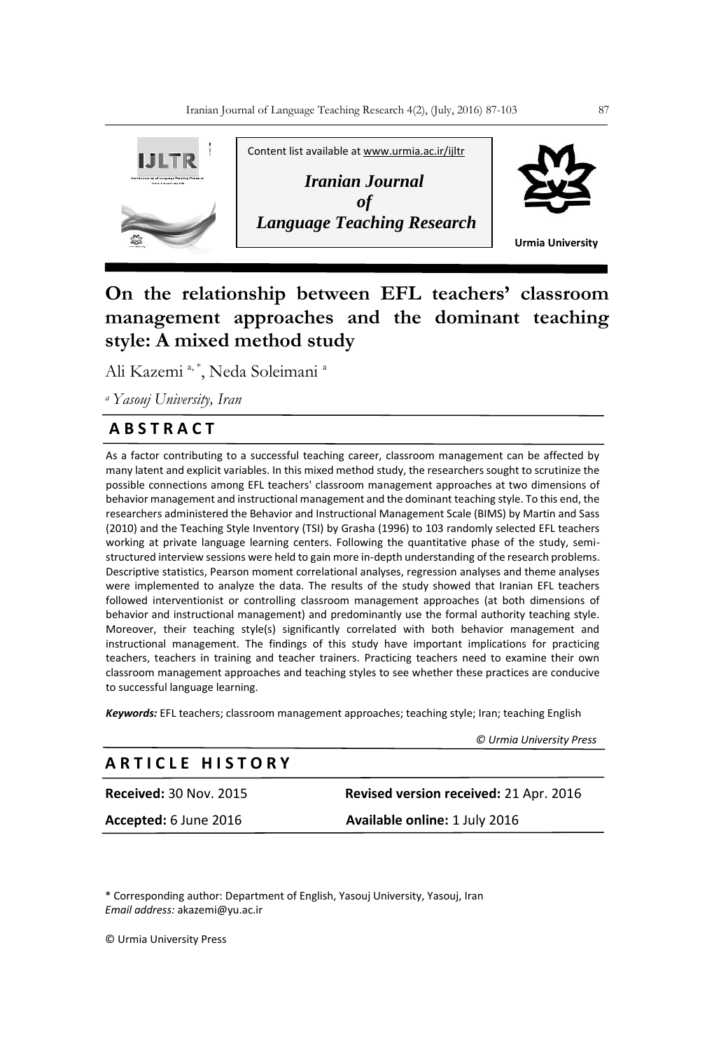Content list available at www.urmia.ac.ir/ijltr

*Iranian Journal of Language Teaching Research*

Urmia University

# On the relationship between EFL teachers' classroom management approaches and the dominant teaching style: A mixed method study

Ali Kazemi [a,*], Neda Soleimani [a]

[a] *Yasouj University, Iran*

## ABSTRACT

As a factor contributing to a successful teaching career, classroom management can be affected by many latent and explicit variables. In this mixed method study, the researchers sought to scrutinize the possible connections among EFL teachers' classroom management approaches at two dimensions of behavior management and instructional management and the dominant teaching style. To this end, the researchers administered the Behavior and Instructional Management Scale (BIMS) by Martin and Sass (2010) and the Teaching Style Inventory (TSI) by Grasha (1996) to 103 randomly selected EFL teachers working at private language learning centers. Following the quantitative phase of the study, semi-structured interview sessions were held to gain more in-depth understanding of the research problems. Descriptive statistics, Pearson moment correlational analyses, regression analyses and theme analyses were implemented to analyze the data. The results of the study showed that Iranian EFL teachers followed interventionist or controlling classroom management approaches (at both dimensions of behavior and instructional management) and predominantly use the formal authority teaching style. Moreover, their teaching style(s) significantly correlated with both behavior management and instructional management. The findings of this study have important implications for practicing teachers, teachers in training and teacher trainers. Practicing teachers need to examine their own classroom management approaches and teaching styles to see whether these practices are conducive to successful language learning.

***Keywords:*** EFL teachers; classroom management approaches; teaching style; Iran; teaching English

*© Urmia University Press*

## ARTICLE HISTORY

**Received:** 30 Nov. 2015 **Revised version received:** 21 Apr. 2016

**Accepted:** 6 June 2016 **Available online:** 1 July 2016

\* Corresponding author: Department of English, Yasouj University, Yasouj, Iran
*Email address:* akazemi@yu.ac.ir

© Urmia University Press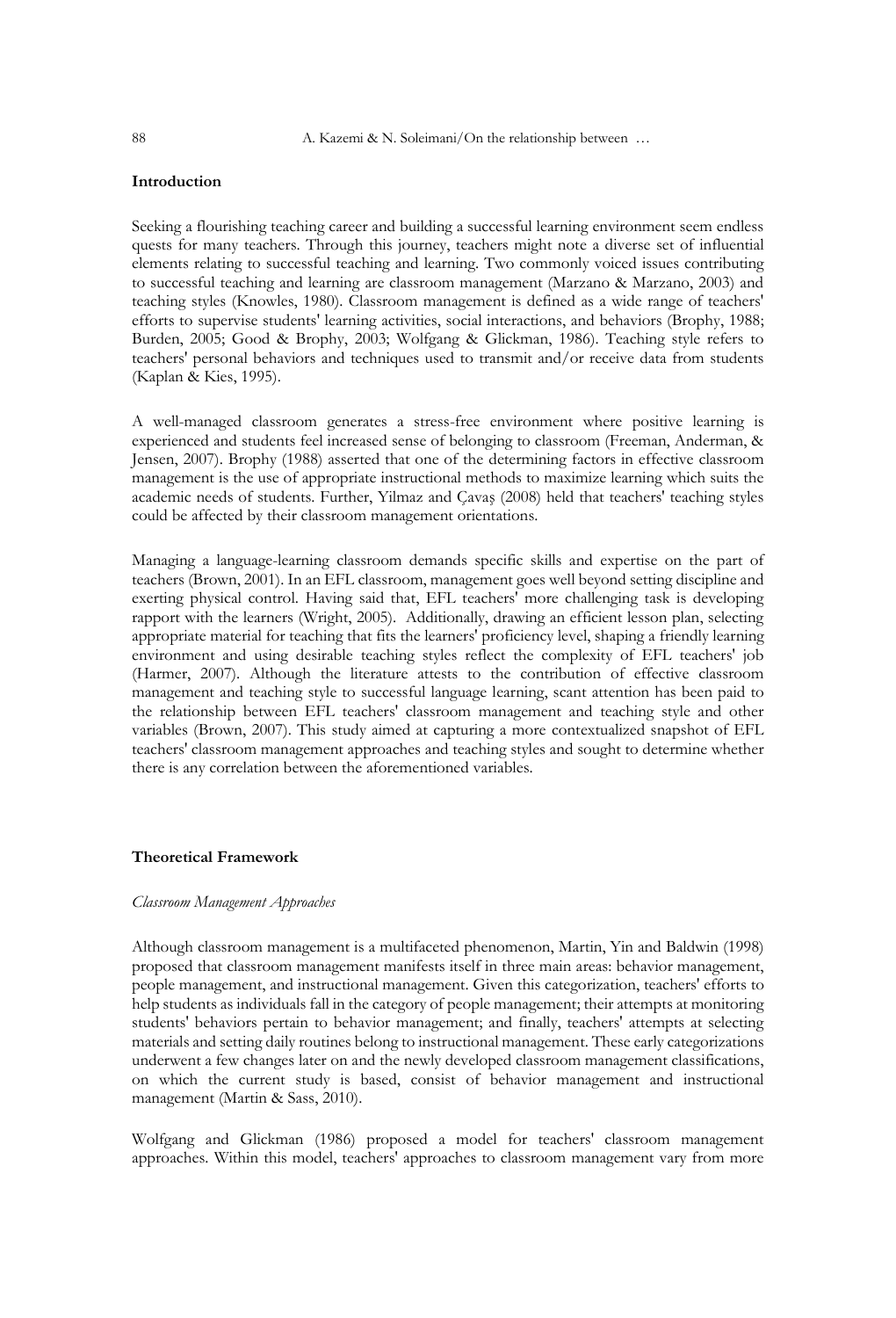## Introduction

Seeking a flourishing teaching career and building a successful learning environment seem endless quests for many teachers. Through this journey, teachers might note a diverse set of influential elements relating to successful teaching and learning. Two commonly voiced issues contributing to successful teaching and learning are classroom management (Marzano & Marzano, 2003) and teaching styles (Knowles, 1980). Classroom management is defined as a wide range of teachers' efforts to supervise students' learning activities, social interactions, and behaviors (Brophy, 1988; Burden, 2005; Good & Brophy, 2003; Wolfgang & Glickman, 1986). Teaching style refers to teachers' personal behaviors and techniques used to transmit and/or receive data from students (Kaplan & Kies, 1995).

A well-managed classroom generates a stress-free environment where positive learning is experienced and students feel increased sense of belonging to classroom (Freeman, Anderman, & Jensen, 2007). Brophy (1988) asserted that one of the determining factors in effective classroom management is the use of appropriate instructional methods to maximize learning which suits the academic needs of students. Further, Yilmaz and Çavaş (2008) held that teachers' teaching styles could be affected by their classroom management orientations.

Managing a language-learning classroom demands specific skills and expertise on the part of teachers (Brown, 2001). In an EFL classroom, management goes well beyond setting discipline and exerting physical control. Having said that, EFL teachers' more challenging task is developing rapport with the learners (Wright, 2005). Additionally, drawing an efficient lesson plan, selecting appropriate material for teaching that fits the learners' proficiency level, shaping a friendly learning environment and using desirable teaching styles reflect the complexity of EFL teachers' job (Harmer, 2007). Although the literature attests to the contribution of effective classroom management and teaching style to successful language learning, scant attention has been paid to the relationship between EFL teachers' classroom management and teaching style and other variables (Brown, 2007). This study aimed at capturing a more contextualized snapshot of EFL teachers' classroom management approaches and teaching styles and sought to determine whether there is any correlation between the aforementioned variables.

## Theoretical Framework

### *Classroom Management Approaches*

Although classroom management is a multifaceted phenomenon, Martin, Yin and Baldwin (1998) proposed that classroom management manifests itself in three main areas: behavior management, people management, and instructional management. Given this categorization, teachers' efforts to help students as individuals fall in the category of people management; their attempts at monitoring students' behaviors pertain to behavior management; and finally, teachers' attempts at selecting materials and setting daily routines belong to instructional management. These early categorizations underwent a few changes later on and the newly developed classroom management classifications, on which the current study is based, consist of behavior management and instructional management (Martin & Sass, 2010).

Wolfgang and Glickman (1986) proposed a model for teachers' classroom management approaches. Within this model, teachers' approaches to classroom management vary from more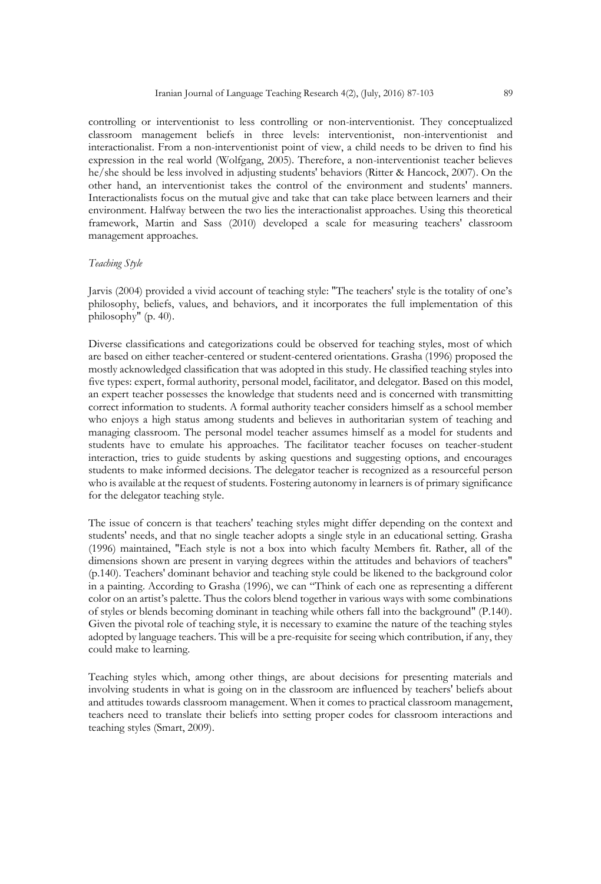controlling or interventionist to less controlling or non-interventionist. They conceptualized classroom management beliefs in three levels: interventionist, non-interventionist and interactionalist. From a non-interventionist point of view, a child needs to be driven to find his expression in the real world (Wolfgang, 2005). Therefore, a non-interventionist teacher believes he/she should be less involved in adjusting students' behaviors (Ritter & Hancock, 2007). On the other hand, an interventionist takes the control of the environment and students' manners. Interactionalists focus on the mutual give and take that can take place between learners and their environment. Halfway between the two lies the interactionalist approaches. Using this theoretical framework, Martin and Sass (2010) developed a scale for measuring teachers' classroom management approaches.

*Teaching Style*

Jarvis (2004) provided a vivid account of teaching style: "The teachers' style is the totality of one's philosophy, beliefs, values, and behaviors, and it incorporates the full implementation of this philosophy" (p. 40).

Diverse classifications and categorizations could be observed for teaching styles, most of which are based on either teacher-centered or student-centered orientations. Grasha (1996) proposed the mostly acknowledged classification that was adopted in this study. He classified teaching styles into five types: expert, formal authority, personal model, facilitator, and delegator. Based on this model, an expert teacher possesses the knowledge that students need and is concerned with transmitting correct information to students. A formal authority teacher considers himself as a school member who enjoys a high status among students and believes in authoritarian system of teaching and managing classroom. The personal model teacher assumes himself as a model for students and students have to emulate his approaches. The facilitator teacher focuses on teacher-student interaction, tries to guide students by asking questions and suggesting options, and encourages students to make informed decisions. The delegator teacher is recognized as a resourceful person who is available at the request of students. Fostering autonomy in learners is of primary significance for the delegator teaching style.

The issue of concern is that teachers' teaching styles might differ depending on the context and students' needs, and that no single teacher adopts a single style in an educational setting. Grasha (1996) maintained, "Each style is not a box into which faculty Members fit. Rather, all of the dimensions shown are present in varying degrees within the attitudes and behaviors of teachers" (p.140). Teachers' dominant behavior and teaching style could be likened to the background color in a painting. According to Grasha (1996), we can "Think of each one as representing a different color on an artist's palette. Thus the colors blend together in various ways with some combinations of styles or blends becoming dominant in teaching while others fall into the background" (P.140). Given the pivotal role of teaching style, it is necessary to examine the nature of the teaching styles adopted by language teachers. This will be a pre-requisite for seeing which contribution, if any, they could make to learning.

Teaching styles which, among other things, are about decisions for presenting materials and involving students in what is going on in the classroom are influenced by teachers' beliefs about and attitudes towards classroom management. When it comes to practical classroom management, teachers need to translate their beliefs into setting proper codes for classroom interactions and teaching styles (Smart, 2009).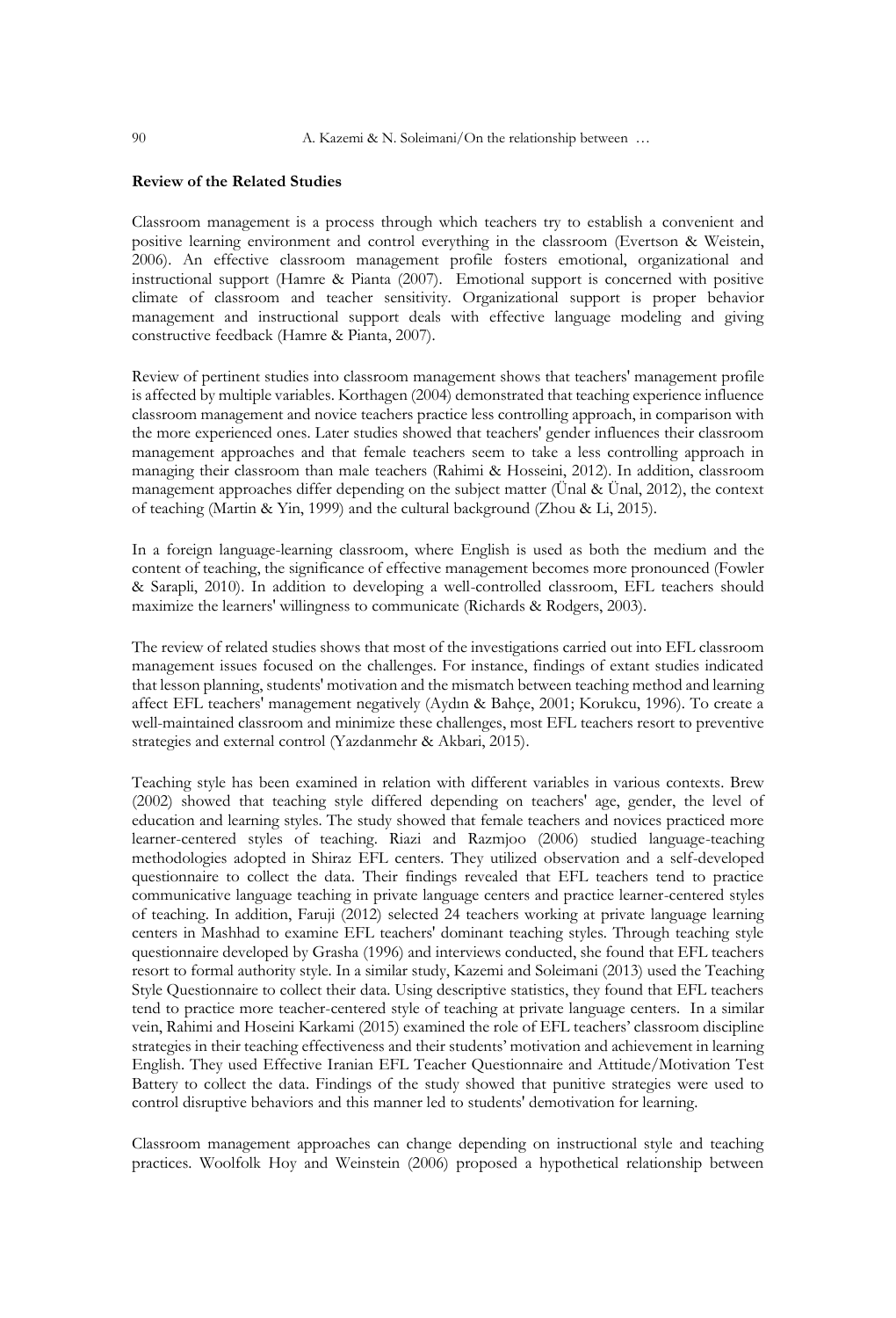**Review of the Related Studies**

Classroom management is a process through which teachers try to establish a convenient and positive learning environment and control everything in the classroom (Evertson & Weistein, 2006). An effective classroom management profile fosters emotional, organizational and instructional support (Hamre & Pianta (2007). Emotional support is concerned with positive climate of classroom and teacher sensitivity. Organizational support is proper behavior management and instructional support deals with effective language modeling and giving constructive feedback (Hamre & Pianta, 2007).

Review of pertinent studies into classroom management shows that teachers' management profile is affected by multiple variables. Korthagen (2004) demonstrated that teaching experience influence classroom management and novice teachers practice less controlling approach, in comparison with the more experienced ones. Later studies showed that teachers' gender influences their classroom management approaches and that female teachers seem to take a less controlling approach in managing their classroom than male teachers (Rahimi & Hosseini, 2012). In addition, classroom management approaches differ depending on the subject matter (Ünal & Ünal, 2012), the context of teaching (Martin & Yin, 1999) and the cultural background (Zhou & Li, 2015).

In a foreign language-learning classroom, where English is used as both the medium and the content of teaching, the significance of effective management becomes more pronounced (Fowler & Sarapli, 2010). In addition to developing a well-controlled classroom, EFL teachers should maximize the learners' willingness to communicate (Richards & Rodgers, 2003).

The review of related studies shows that most of the investigations carried out into EFL classroom management issues focused on the challenges. For instance, findings of extant studies indicated that lesson planning, students' motivation and the mismatch between teaching method and learning affect EFL teachers' management negatively (Aydın & Bahçe, 2001; Korukcu, 1996). To create a well-maintained classroom and minimize these challenges, most EFL teachers resort to preventive strategies and external control (Yazdanmehr & Akbari, 2015).

Teaching style has been examined in relation with different variables in various contexts. Brew (2002) showed that teaching style differed depending on teachers' age, gender, the level of education and learning styles. The study showed that female teachers and novices practiced more learner-centered styles of teaching. Riazi and Razmjoo (2006) studied language-teaching methodologies adopted in Shiraz EFL centers. They utilized observation and a self-developed questionnaire to collect the data. Their findings revealed that EFL teachers tend to practice communicative language teaching in private language centers and practice learner-centered styles of teaching. In addition, Faruji (2012) selected 24 teachers working at private language learning centers in Mashhad to examine EFL teachers' dominant teaching styles. Through teaching style questionnaire developed by Grasha (1996) and interviews conducted, she found that EFL teachers resort to formal authority style. In a similar study, Kazemi and Soleimani (2013) used the Teaching Style Questionnaire to collect their data. Using descriptive statistics, they found that EFL teachers tend to practice more teacher-centered style of teaching at private language centers. In a similar vein, Rahimi and Hoseini Karkami (2015) examined the role of EFL teachers' classroom discipline strategies in their teaching effectiveness and their students' motivation and achievement in learning English. They used Effective Iranian EFL Teacher Questionnaire and Attitude/Motivation Test Battery to collect the data. Findings of the study showed that punitive strategies were used to control disruptive behaviors and this manner led to students' demotivation for learning.

Classroom management approaches can change depending on instructional style and teaching practices. Woolfolk Hoy and Weinstein (2006) proposed a hypothetical relationship between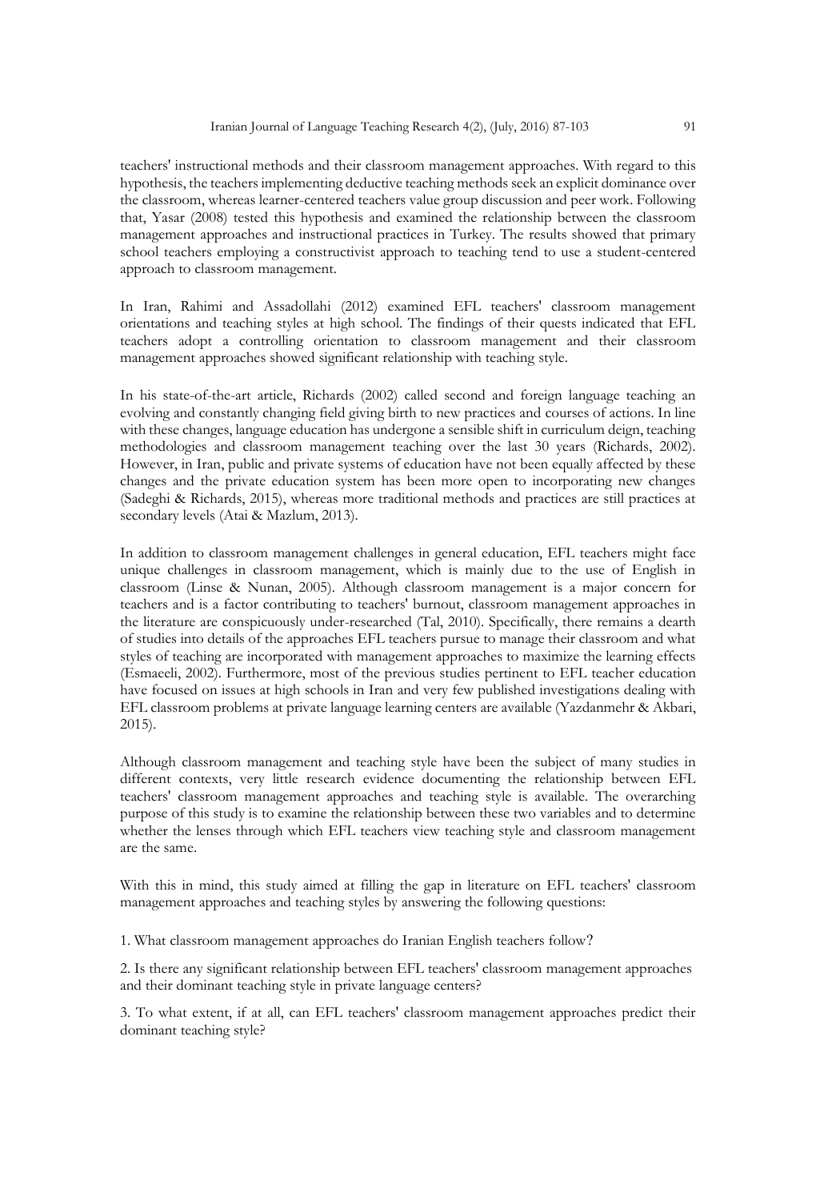teachers' instructional methods and their classroom management approaches. With regard to this hypothesis, the teachers implementing deductive teaching methods seek an explicit dominance over the classroom, whereas learner-centered teachers value group discussion and peer work. Following that, Yasar (2008) tested this hypothesis and examined the relationship between the classroom management approaches and instructional practices in Turkey. The results showed that primary school teachers employing a constructivist approach to teaching tend to use a student-centered approach to classroom management.

In Iran, Rahimi and Assadollahi (2012) examined EFL teachers' classroom management orientations and teaching styles at high school. The findings of their quests indicated that EFL teachers adopt a controlling orientation to classroom management and their classroom management approaches showed significant relationship with teaching style.

In his state-of-the-art article, Richards (2002) called second and foreign language teaching an evolving and constantly changing field giving birth to new practices and courses of actions. In line with these changes, language education has undergone a sensible shift in curriculum deign, teaching methodologies and classroom management teaching over the last 30 years (Richards, 2002). However, in Iran, public and private systems of education have not been equally affected by these changes and the private education system has been more open to incorporating new changes (Sadeghi & Richards, 2015), whereas more traditional methods and practices are still practices at secondary levels (Atai & Mazlum, 2013).

In addition to classroom management challenges in general education, EFL teachers might face unique challenges in classroom management, which is mainly due to the use of English in classroom (Linse & Nunan, 2005). Although classroom management is a major concern for teachers and is a factor contributing to teachers' burnout, classroom management approaches in the literature are conspicuously under-researched (Tal, 2010). Specifically, there remains a dearth of studies into details of the approaches EFL teachers pursue to manage their classroom and what styles of teaching are incorporated with management approaches to maximize the learning effects (Esmaeeli, 2002). Furthermore, most of the previous studies pertinent to EFL teacher education have focused on issues at high schools in Iran and very few published investigations dealing with EFL classroom problems at private language learning centers are available (Yazdanmehr & Akbari, 2015).

Although classroom management and teaching style have been the subject of many studies in different contexts, very little research evidence documenting the relationship between EFL teachers' classroom management approaches and teaching style is available. The overarching purpose of this study is to examine the relationship between these two variables and to determine whether the lenses through which EFL teachers view teaching style and classroom management are the same.

With this in mind, this study aimed at filling the gap in literature on EFL teachers' classroom management approaches and teaching styles by answering the following questions:

1. What classroom management approaches do Iranian English teachers follow?

2. Is there any significant relationship between EFL teachers' classroom management approaches and their dominant teaching style in private language centers?

3. To what extent, if at all, can EFL teachers' classroom management approaches predict their dominant teaching style?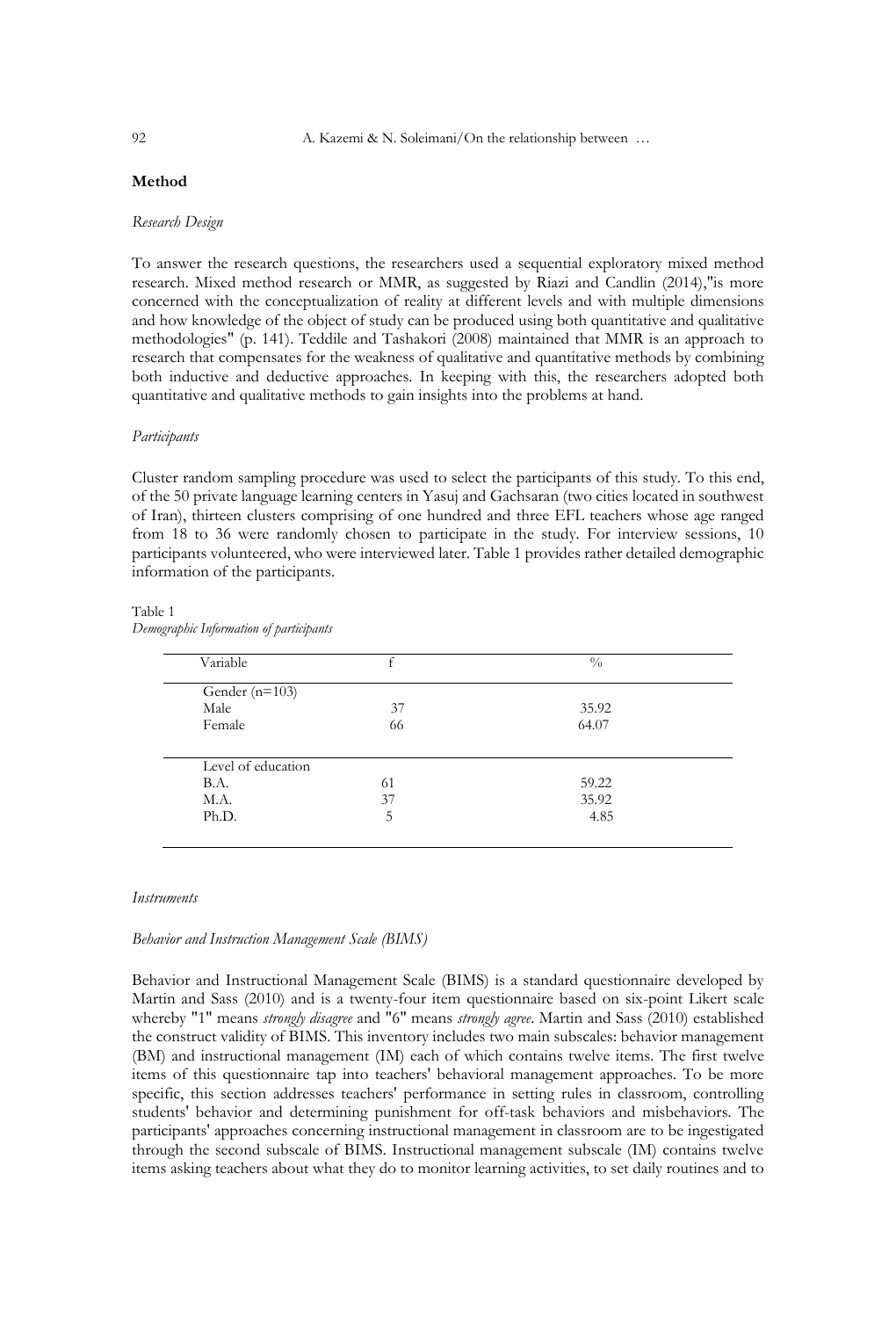## Method

### *Research Design*

To answer the research questions, the researchers used a sequential exploratory mixed method research. Mixed method research or MMR, as suggested by Riazi and Candlin (2014),"is more concerned with the conceptualization of reality at different levels and with multiple dimensions and how knowledge of the object of study can be produced using both quantitative and qualitative methodologies" (p. 141). Teddile and Tashakori (2008) maintained that MMR is an approach to research that compensates for the weakness of qualitative and quantitative methods by combining both inductive and deductive approaches. In keeping with this, the researchers adopted both quantitative and qualitative methods to gain insights into the problems at hand.

### *Participants*

Cluster random sampling procedure was used to select the participants of this study. To this end, of the 50 private language learning centers in Yasuj and Gachsaran (two cities located in southwest of Iran), thirteen clusters comprising of one hundred and three EFL teachers whose age ranged from 18 to 36 were randomly chosen to participate in the study. For interview sessions, 10 participants volunteered, who were interviewed later. Table 1 provides rather detailed demographic information of the participants.

Table 1
*Demographic Information of participants*

| Variable | f | % |
|---|---|---|
| Gender (n=103) | | |
| Male | 37 | 35.92 |
| Female | 66 | 64.07 |
| Level of education | | |
| B.A. | 61 | 59.22 |
| M.A. | 37 | 35.92 |
| Ph.D. | 5 | 4.85 |

### *Instruments*

#### *Behavior and Instruction Management Scale (BIMS)*

Behavior and Instructional Management Scale (BIMS) is a standard questionnaire developed by Martin and Sass (2010) and is a twenty-four item questionnaire based on six-point Likert scale whereby "1" means *strongly disagree* and "6" means *strongly agree*. Martin and Sass (2010) established the construct validity of BIMS. This inventory includes two main subscales: behavior management (BM) and instructional management (IM) each of which contains twelve items. The first twelve items of this questionnaire tap into teachers' behavioral management approaches. To be more specific, this section addresses teachers' performance in setting rules in classroom, controlling students' behavior and determining punishment for off-task behaviors and misbehaviors. The participants' approaches concerning instructional management in classroom are to be ingestigated through the second subscale of BIMS. Instructional management subscale (IM) contains twelve items asking teachers about what they do to monitor learning activities, to set daily routines and to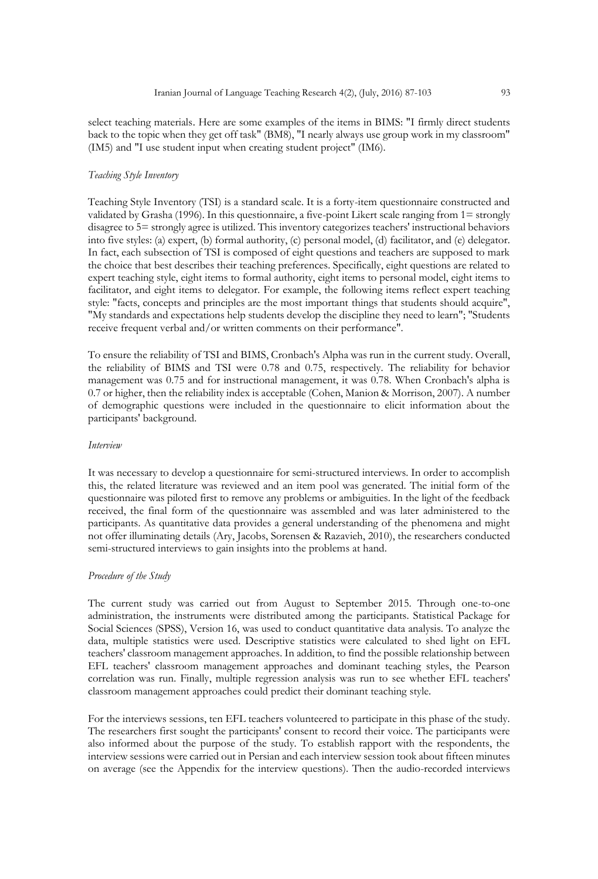select teaching materials. Here are some examples of the items in BIMS: "I firmly direct students back to the topic when they get off task" (BM8), "I nearly always use group work in my classroom" (IM5) and "I use student input when creating student project" (IM6).

*Teaching Style Inventory*

Teaching Style Inventory (TSI) is a standard scale. It is a forty-item questionnaire constructed and validated by Grasha (1996). In this questionnaire, a five-point Likert scale ranging from 1= strongly disagree to 5= strongly agree is utilized. This inventory categorizes teachers' instructional behaviors into five styles: (a) expert, (b) formal authority, (c) personal model, (d) facilitator, and (e) delegator. In fact, each subsection of TSI is composed of eight questions and teachers are supposed to mark the choice that best describes their teaching preferences. Specifically, eight questions are related to expert teaching style, eight items to formal authority, eight items to personal model, eight items to facilitator, and eight items to delegator. For example, the following items reflect expert teaching style: "facts, concepts and principles are the most important things that students should acquire", "My standards and expectations help students develop the discipline they need to learn"; "Students receive frequent verbal and/or written comments on their performance".

To ensure the reliability of TSI and BIMS, Cronbach's Alpha was run in the current study. Overall, the reliability of BIMS and TSI were 0.78 and 0.75, respectively. The reliability for behavior management was 0.75 and for instructional management, it was 0.78. When Cronbach's alpha is 0.7 or higher, then the reliability index is acceptable (Cohen, Manion & Morrison, 2007). A number of demographic questions were included in the questionnaire to elicit information about the participants' background.

*Interview*

It was necessary to develop a questionnaire for semi-structured interviews. In order to accomplish this, the related literature was reviewed and an item pool was generated. The initial form of the questionnaire was piloted first to remove any problems or ambiguities. In the light of the feedback received, the final form of the questionnaire was assembled and was later administered to the participants. As quantitative data provides a general understanding of the phenomena and might not offer illuminating details (Ary, Jacobs, Sorensen & Razavieh, 2010), the researchers conducted semi-structured interviews to gain insights into the problems at hand.

*Procedure of the Study*

The current study was carried out from August to September 2015. Through one-to-one administration, the instruments were distributed among the participants. Statistical Package for Social Sciences (SPSS), Version 16, was used to conduct quantitative data analysis. To analyze the data, multiple statistics were used. Descriptive statistics were calculated to shed light on EFL teachers' classroom management approaches. In addition, to find the possible relationship between EFL teachers' classroom management approaches and dominant teaching styles, the Pearson correlation was run. Finally, multiple regression analysis was run to see whether EFL teachers' classroom management approaches could predict their dominant teaching style.

For the interviews sessions, ten EFL teachers volunteered to participate in this phase of the study. The researchers first sought the participants' consent to record their voice. The participants were also informed about the purpose of the study. To establish rapport with the respondents, the interview sessions were carried out in Persian and each interview session took about fifteen minutes on average (see the Appendix for the interview questions). Then the audio-recorded interviews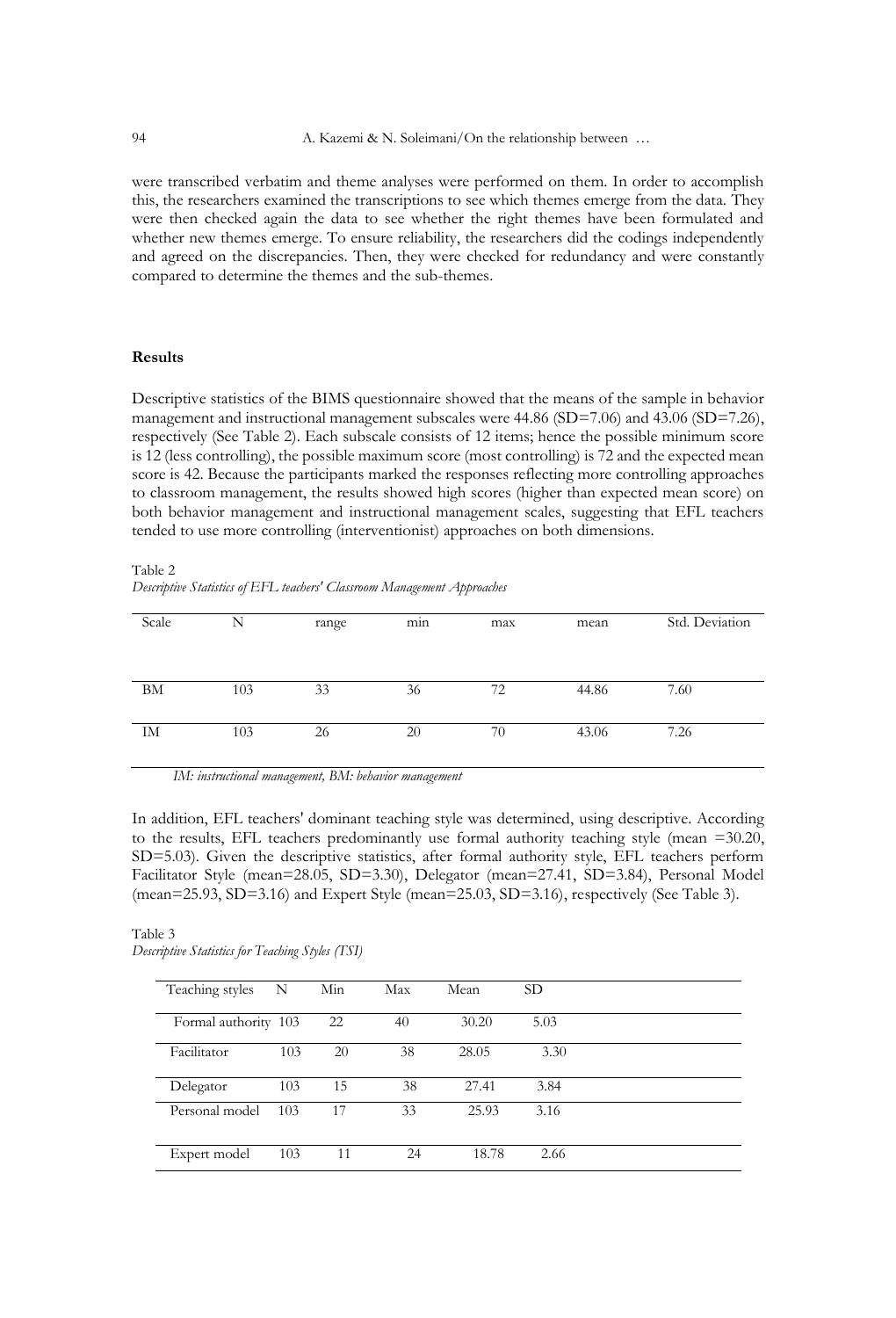were transcribed verbatim and theme analyses were performed on them. In order to accomplish this, the researchers examined the transcriptions to see which themes emerge from the data. They were then checked again the data to see whether the right themes have been formulated and whether new themes emerge. To ensure reliability, the researchers did the codings independently and agreed on the discrepancies. Then, they were checked for redundancy and were constantly compared to determine the themes and the sub-themes.

## Results

Descriptive statistics of the BIMS questionnaire showed that the means of the sample in behavior management and instructional management subscales were 44.86 (SD=7.06) and 43.06 (SD=7.26), respectively (See Table 2). Each subscale consists of 12 items; hence the possible minimum score is 12 (less controlling), the possible maximum score (most controlling) is 72 and the expected mean score is 42. Because the participants marked the responses reflecting more controlling approaches to classroom management, the results showed high scores (higher than expected mean score) on both behavior management and instructional management scales, suggesting that EFL teachers tended to use more controlling (interventionist) approaches on both dimensions.

Table 2
*Descriptive Statistics of EFL teachers' Classroom Management Approaches*

| Scale | N | range | min | max | mean | Std. Deviation |
|---|---|---|---|---|---|---|
| BM | 103 | 33 | 36 | 72 | 44.86 | 7.60 |
| IM | 103 | 26 | 20 | 70 | 43.06 | 7.26 |

*IM: instructional management, BM: behavior management*

In addition, EFL teachers' dominant teaching style was determined, using descriptive. According to the results, EFL teachers predominantly use formal authority teaching style (mean =30.20, SD=5.03). Given the descriptive statistics, after formal authority style, EFL teachers perform Facilitator Style (mean=28.05, SD=3.30), Delegator (mean=27.41, SD=3.84), Personal Model (mean=25.93, SD=3.16) and Expert Style (mean=25.03, SD=3.16), respectively (See Table 3).

Table 3
*Descriptive Statistics for Teaching Styles (TSI)*

| Teaching styles | N | Min | Max | Mean | SD |
|---|---|---|---|---|---|
| Formal authority | 103 | 22 | 40 | 30.20 | 5.03 |
| Facilitator | 103 | 20 | 38 | 28.05 | 3.30 |
| Delegator | 103 | 15 | 38 | 27.41 | 3.84 |
| Personal model | 103 | 17 | 33 | 25.93 | 3.16 |
| Expert model | 103 | 11 | 24 | 18.78 | 2.66 |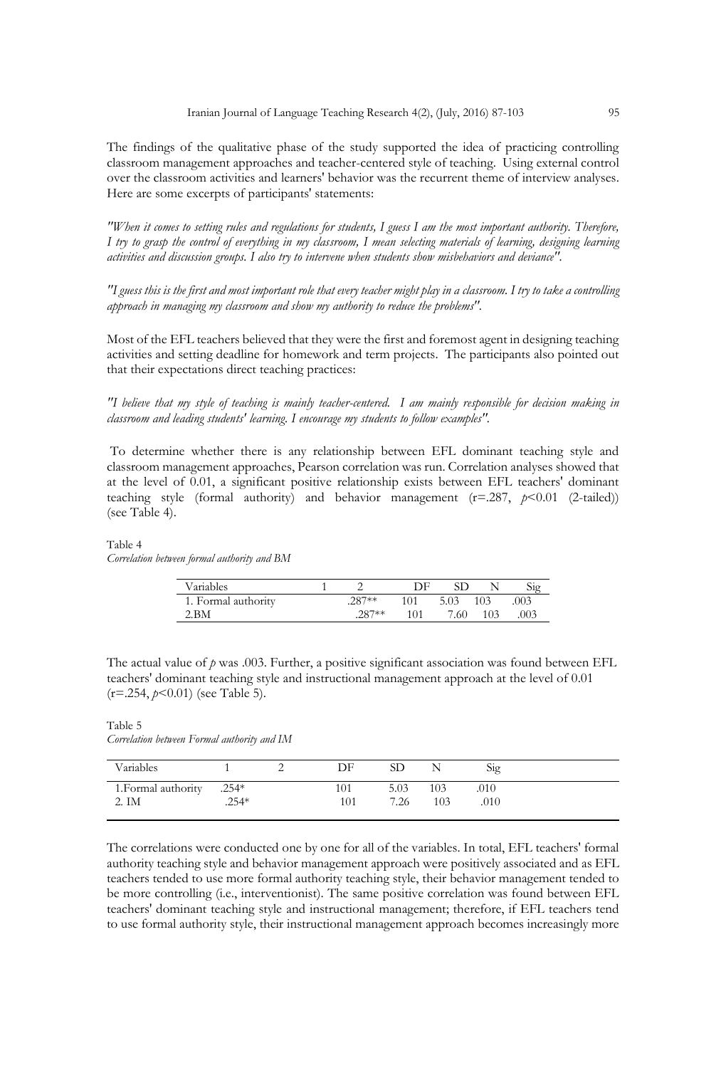The findings of the qualitative phase of the study supported the idea of practicing controlling classroom management approaches and teacher-centered style of teaching. Using external control over the classroom activities and learners' behavior was the recurrent theme of interview analyses. Here are some excerpts of participants' statements:

*"When it comes to setting rules and regulations for students, I guess I am the most important authority. Therefore, I try to grasp the control of everything in my classroom, I mean selecting materials of learning, designing learning activities and discussion groups. I also try to intervene when students show misbehaviors and deviance".*

*"I guess this is the first and most important role that every teacher might play in a classroom. I try to take a controlling approach in managing my classroom and show my authority to reduce the problems".*

Most of the EFL teachers believed that they were the first and foremost agent in designing teaching activities and setting deadline for homework and term projects. The participants also pointed out that their expectations direct teaching practices:

*"I believe that my style of teaching is mainly teacher-centered. I am mainly responsible for decision making in classroom and leading students' learning. I encourage my students to follow examples".*

To determine whether there is any relationship between EFL dominant teaching style and classroom management approaches, Pearson correlation was run. Correlation analyses showed that at the level of 0.01, a significant positive relationship exists between EFL teachers' dominant teaching style (formal authority) and behavior management ($r=.287$, $p<0.01$ (2-tailed)) (see Table 4).

Table 4
*Correlation between formal authority and BM*

| Variables | 1 | 2 | DF | SD | N | Sig |
|---|---|---|---|---|---|---|
| 1. Formal authority | | .287** | 101 | 5.03 | 103 | .003 |
| 2.BM | | .287** | 101 | 7.60 | 103 | .003 |

The actual value of $p$ was .003. Further, a positive significant association was found between EFL teachers' dominant teaching style and instructional management approach at the level of 0.01 ($r=.254$, $p<0.01$) (see Table 5).

Table 5
*Correlation between Formal authority and IM*

| Variables | 1 | 2 | DF | SD | N | Sig |
|---|---|---|---|---|---|---|
| 1.Formal authority | .254* | | 101 | 5.03 | 103 | .010 |
| 2. IM | .254* | | 101 | 7.26 | 103 | .010 |

The correlations were conducted one by one for all of the variables. In total, EFL teachers' formal authority teaching style and behavior management approach were positively associated and as EFL teachers tended to use more formal authority teaching style, their behavior management tended to be more controlling (i.e., interventionist). The same positive correlation was found between EFL teachers' dominant teaching style and instructional management; therefore, if EFL teachers tend to use formal authority style, their instructional management approach becomes increasingly more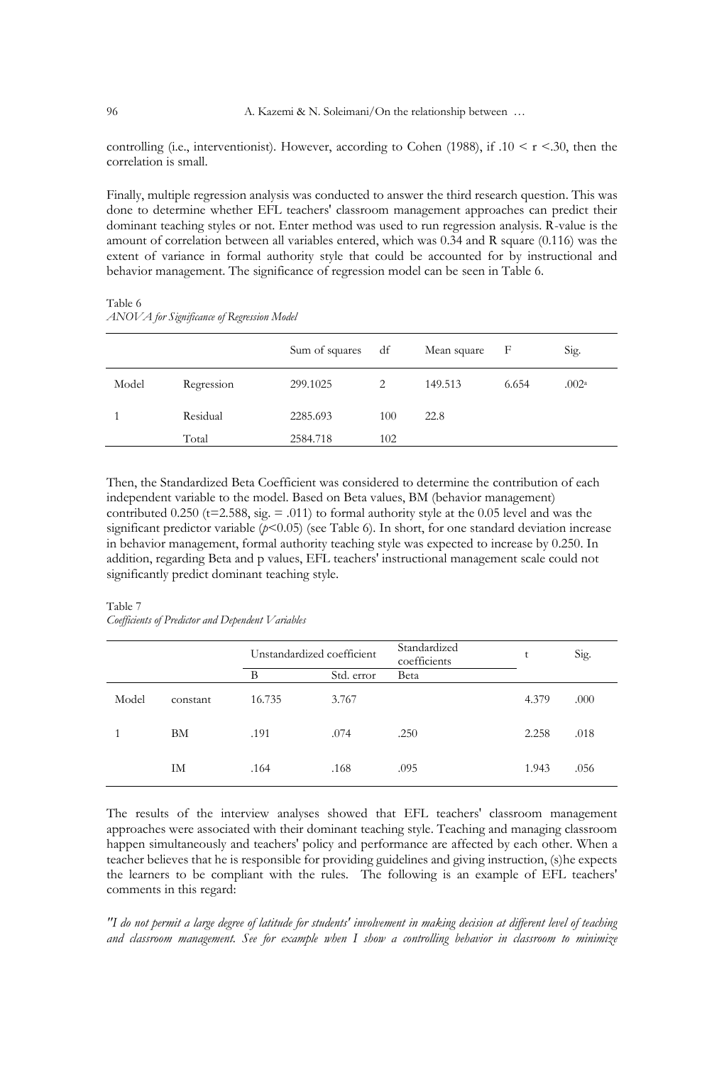controlling (i.e., interventionist). However, according to Cohen (1988), if $.10 < r < .30$, then the correlation is small.

Finally, multiple regression analysis was conducted to answer the third research question. This was done to determine whether EFL teachers' classroom management approaches can predict their dominant teaching styles or not. Enter method was used to run regression analysis. R-value is the amount of correlation between all variables entered, which was 0.34 and R square (0.116) was the extent of variance in formal authority style that could be accounted for by instructional and behavior management. The significance of regression model can be seen in Table 6.

Table 6
*ANOVA for Significance of Regression Model*

| | | Sum of squares | df | Mean square | F | Sig. |
|---|---|---|---|---|---|---|
| Model | Regression | 299.1025 | 2 | 149.513 | 6.654 | .002[a] |
| 1 | Residual | 2285.693 | 100 | 22.8 | | |
| | Total | 2584.718 | 102 | | | |

Then, the Standardized Beta Coefficient was considered to determine the contribution of each independent variable to the model. Based on Beta values, BM (behavior management) contributed 0.250 (t=2.588, sig. = .011) to formal authority style at the 0.05 level and was the significant predictor variable ($p$<0.05) (see Table 6). In short, for one standard deviation increase in behavior management, formal authority teaching style was expected to increase by 0.250. In addition, regarding Beta and p values, EFL teachers' instructional management scale could not significantly predict dominant teaching style.

Table 7
*Coefficients of Predictor and Dependent Variables*

| | | Unstandardized coefficient | | Standardized coefficients | t | Sig. |
|---|---|---|---|---|---|---|
| | | B | Std. error | Beta | | |
| Model | constant | 16.735 | 3.767 | | 4.379 | .000 |
| 1 | BM | .191 | .074 | .250 | 2.258 | .018 |
| | IM | .164 | .168 | .095 | 1.943 | .056 |

The results of the interview analyses showed that EFL teachers' classroom management approaches were associated with their dominant teaching style. Teaching and managing classroom happen simultaneously and teachers' policy and performance are affected by each other. When a teacher believes that he is responsible for providing guidelines and giving instruction, (s)he expects the learners to be compliant with the rules. The following is an example of EFL teachers' comments in this regard:

*"I do not permit a large degree of latitude for students' involvement in making decision at different level of teaching and classroom management. See for example when I show a controlling behavior in classroom to minimize*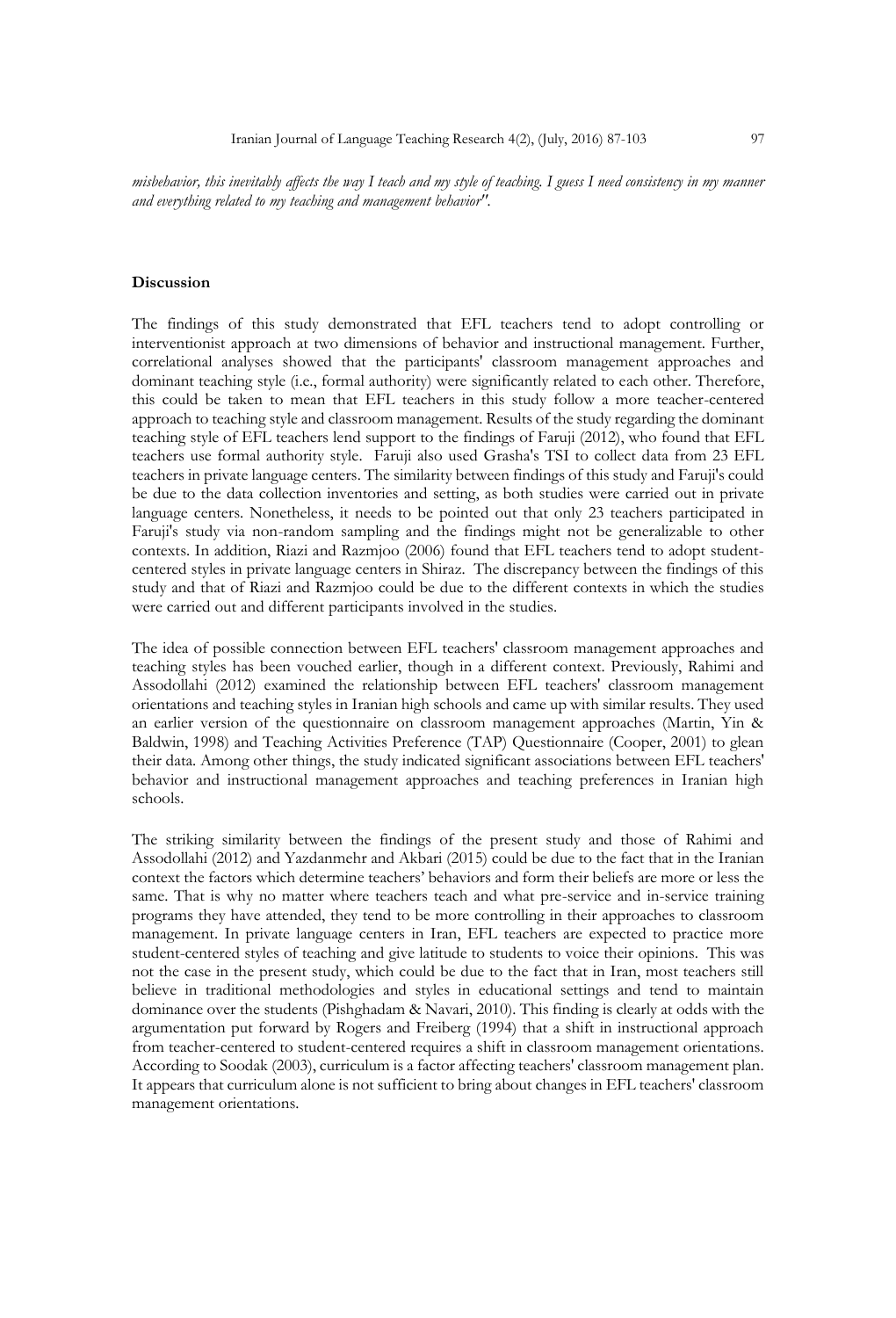*misbehavior, this inevitably affects the way I teach and my style of teaching. I guess I need consistency in my manner and everything related to my teaching and management behavior".*

**Discussion**

The findings of this study demonstrated that EFL teachers tend to adopt controlling or interventionist approach at two dimensions of behavior and instructional management. Further, correlational analyses showed that the participants' classroom management approaches and dominant teaching style (i.e., formal authority) were significantly related to each other. Therefore, this could be taken to mean that EFL teachers in this study follow a more teacher-centered approach to teaching style and classroom management. Results of the study regarding the dominant teaching style of EFL teachers lend support to the findings of Faruji (2012), who found that EFL teachers use formal authority style. Faruji also used Grasha's TSI to collect data from 23 EFL teachers in private language centers. The similarity between findings of this study and Faruji's could be due to the data collection inventories and setting, as both studies were carried out in private language centers. Nonetheless, it needs to be pointed out that only 23 teachers participated in Faruji's study via non-random sampling and the findings might not be generalizable to other contexts. In addition, Riazi and Razmjoo (2006) found that EFL teachers tend to adopt student-centered styles in private language centers in Shiraz. The discrepancy between the findings of this study and that of Riazi and Razmjoo could be due to the different contexts in which the studies were carried out and different participants involved in the studies.

The idea of possible connection between EFL teachers' classroom management approaches and teaching styles has been vouched earlier, though in a different context. Previously, Rahimi and Assodollahi (2012) examined the relationship between EFL teachers' classroom management orientations and teaching styles in Iranian high schools and came up with similar results. They used an earlier version of the questionnaire on classroom management approaches (Martin, Yin & Baldwin, 1998) and Teaching Activities Preference (TAP) Questionnaire (Cooper, 2001) to glean their data. Among other things, the study indicated significant associations between EFL teachers' behavior and instructional management approaches and teaching preferences in Iranian high schools.

The striking similarity between the findings of the present study and those of Rahimi and Assodollahi (2012) and Yazdanmehr and Akbari (2015) could be due to the fact that in the Iranian context the factors which determine teachers' behaviors and form their beliefs are more or less the same. That is why no matter where teachers teach and what pre-service and in-service training programs they have attended, they tend to be more controlling in their approaches to classroom management. In private language centers in Iran, EFL teachers are expected to practice more student-centered styles of teaching and give latitude to students to voice their opinions. This was not the case in the present study, which could be due to the fact that in Iran, most teachers still believe in traditional methodologies and styles in educational settings and tend to maintain dominance over the students (Pishghadam & Navari, 2010). This finding is clearly at odds with the argumentation put forward by Rogers and Freiberg (1994) that a shift in instructional approach from teacher-centered to student-centered requires a shift in classroom management orientations. According to Soodak (2003), curriculum is a factor affecting teachers' classroom management plan. It appears that curriculum alone is not sufficient to bring about changes in EFL teachers' classroom management orientations.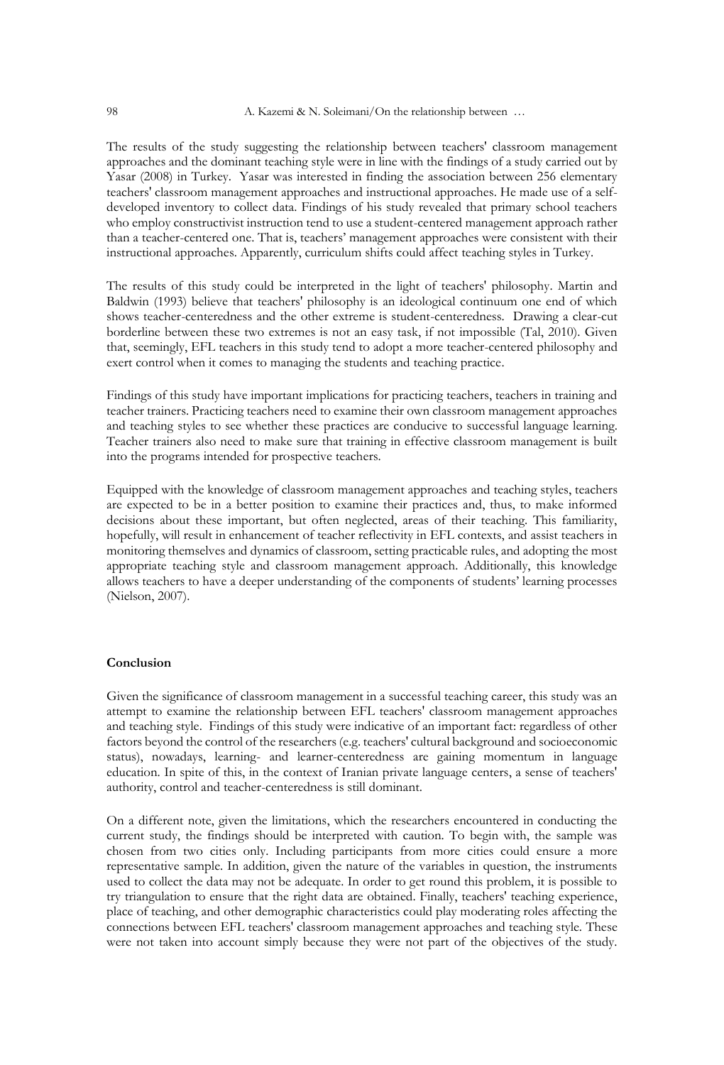The results of the study suggesting the relationship between teachers' classroom management approaches and the dominant teaching style were in line with the findings of a study carried out by Yasar (2008) in Turkey. Yasar was interested in finding the association between 256 elementary teachers' classroom management approaches and instructional approaches. He made use of a self-developed inventory to collect data. Findings of his study revealed that primary school teachers who employ constructivist instruction tend to use a student-centered management approach rather than a teacher-centered one. That is, teachers' management approaches were consistent with their instructional approaches. Apparently, curriculum shifts could affect teaching styles in Turkey.

The results of this study could be interpreted in the light of teachers' philosophy. Martin and Baldwin (1993) believe that teachers' philosophy is an ideological continuum one end of which shows teacher-centeredness and the other extreme is student-centeredness. Drawing a clear-cut borderline between these two extremes is not an easy task, if not impossible (Tal, 2010). Given that, seemingly, EFL teachers in this study tend to adopt a more teacher-centered philosophy and exert control when it comes to managing the students and teaching practice.

Findings of this study have important implications for practicing teachers, teachers in training and teacher trainers. Practicing teachers need to examine their own classroom management approaches and teaching styles to see whether these practices are conducive to successful language learning. Teacher trainers also need to make sure that training in effective classroom management is built into the programs intended for prospective teachers.

Equipped with the knowledge of classroom management approaches and teaching styles, teachers are expected to be in a better position to examine their practices and, thus, to make informed decisions about these important, but often neglected, areas of their teaching. This familiarity, hopefully, will result in enhancement of teacher reflectivity in EFL contexts, and assist teachers in monitoring themselves and dynamics of classroom, setting practicable rules, and adopting the most appropriate teaching style and classroom management approach. Additionally, this knowledge allows teachers to have a deeper understanding of the components of students' learning processes (Nielson, 2007).

**Conclusion**

Given the significance of classroom management in a successful teaching career, this study was an attempt to examine the relationship between EFL teachers' classroom management approaches and teaching style. Findings of this study were indicative of an important fact: regardless of other factors beyond the control of the researchers (e.g. teachers' cultural background and socioeconomic status), nowadays, learning- and learner-centeredness are gaining momentum in language education. In spite of this, in the context of Iranian private language centers, a sense of teachers' authority, control and teacher-centeredness is still dominant.

On a different note, given the limitations, which the researchers encountered in conducting the current study, the findings should be interpreted with caution. To begin with, the sample was chosen from two cities only. Including participants from more cities could ensure a more representative sample. In addition, given the nature of the variables in question, the instruments used to collect the data may not be adequate. In order to get round this problem, it is possible to try triangulation to ensure that the right data are obtained. Finally, teachers' teaching experience, place of teaching, and other demographic characteristics could play moderating roles affecting the connections between EFL teachers' classroom management approaches and teaching style. These were not taken into account simply because they were not part of the objectives of the study.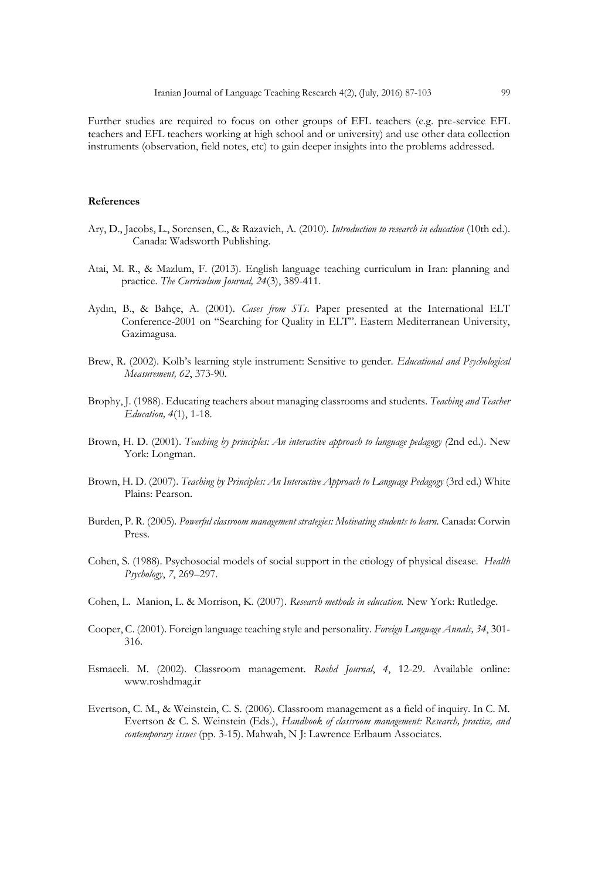Further studies are required to focus on other groups of EFL teachers (e.g. pre-service EFL teachers and EFL teachers working at high school and or university) and use other data collection instruments (observation, field notes, etc) to gain deeper insights into the problems addressed.

## References

Ary, D., Jacobs, L., Sorensen, C., & Razavieh, A. (2010). *Introduction to research in education* (10th ed.). Canada: Wadsworth Publishing.

Atai, M. R., & Mazlum, F. (2013). English language teaching curriculum in Iran: planning and practice. *The Curriculum Journal, 24*(3), 389-411.

Aydın, B., & Bahçe, A. (2001). *Cases from STs*. Paper presented at the International ELT Conference-2001 on "Searching for Quality in ELT". Eastern Mediterranean University, Gazimagusa.

Brew, R. (2002). Kolb's learning style instrument: Sensitive to gender. *Educational and Psychological Measurement, 62*, 373-90.

Brophy, J. (1988). Educating teachers about managing classrooms and students. *Teaching and Teacher Education, 4*(1), 1-18.

Brown, H. D. (2001). *Teaching by principles: An interactive approach to language pedagogy (*2nd ed.). New York: Longman.

Brown, H. D. (2007). *Teaching by Principles: An Interactive Approach to Language Pedagogy* (3rd ed.) White Plains: Pearson.

Burden, P. R. (2005). *Powerful classroom management strategies: Motivating students to learn.* Canada: Corwin Press.

Cohen, S. (1988). Psychosocial models of social support in the etiology of physical disease. *Health Psychology*, *7*, 269–297.

Cohen, L. Manion, L. & Morrison, K. (2007). *Research methods in education.* New York: Rutledge.

Cooper, C. (2001). Foreign language teaching style and personality. *Foreign Language Annals, 34*, 301-316.

Esmaeeli. M. (2002). Classroom management. *Roshd Journal*, *4*, 12-29. Available online: www.roshdmag.ir

Evertson, C. M., & Weinstein, C. S. (2006). Classroom management as a field of inquiry. In C. M. Evertson & C. S. Weinstein (Eds.), *Handbook of classroom management: Research, practice, and contemporary issues* (pp. 3-15). Mahwah, N J: Lawrence Erlbaum Associates.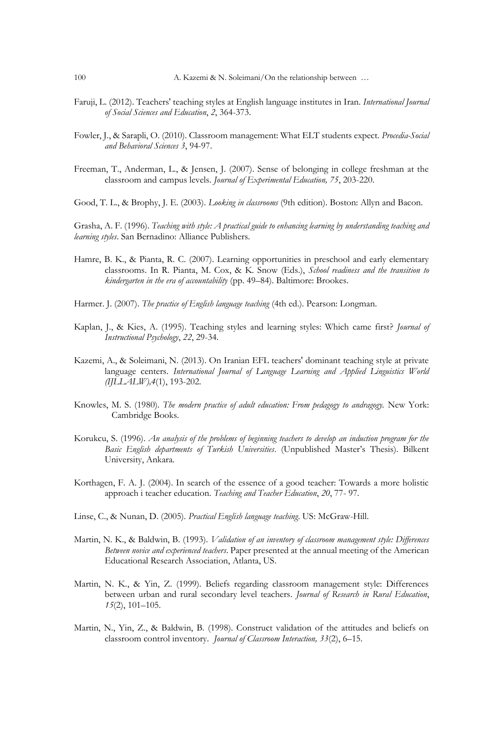Faruji, L. (2012). Teachers' teaching styles at English language institutes in Iran. *International Journal of Social Sciences and Education*, *2*, 364-373.

Fowler, J., & Sarapli, O. (2010). Classroom management: What ELT students expect. *Procedia-Social and Behavioral Sciences 3*, 94-97.

Freeman, T., Anderman, L., & Jensen, J. (2007). Sense of belonging in college freshman at the classroom and campus levels. *Journal of Experimental Education, 75*, 203-220.

Good, T. L., & Brophy, J. E. (2003). *Looking in classrooms* (9th edition). Boston: Allyn and Bacon.

Grasha, A. F. (1996). *Teaching with style: A practical guide to enhancing learning by understanding teaching and learning styles*. San Bernadino: Alliance Publishers.

Hamre, B. K., & Pianta, R. C. (2007). Learning opportunities in preschool and early elementary classrooms. In R. Pianta, M. Cox, & K. Snow (Eds.), *School readiness and the transition to kindergarten in the era of accountability* (pp. 49–84). Baltimore: Brookes.

Harmer. J. (2007). *The practice of English language teaching* (4th ed.). Pearson: Longman.

Kaplan, J., & Kies, A. (1995). Teaching styles and learning styles: Which came first? *Journal of Instructional Psychology*, *22*, 29-34.

Kazemi, A., & Soleimani, N. (2013). On Iranian EFL teachers' dominant teaching style at private language centers. *International Journal of Language Learning and Applied Linguistics World (IJLLALW),4*(1), 193-202.

Knowles, M. S. (1980). *The modern practice of adult education: From pedagogy to andragogy.* New York: Cambridge Books.

Korukcu, S. (1996). *An analysis of the problems of beginning teachers to develop an induction program for the Basic English departments of Turkish Universities*. (Unpublished Master's Thesis). Bilkent University, Ankara.

Korthagen, F. A. J. (2004). In search of the essence of a good teacher: Towards a more holistic approach i teacher education. *Teaching and Teacher Education*, *20*, 77- 97.

Linse, C., & Nunan, D. (2005). *Practical English language teaching*. US: McGraw-Hill.

Martin, N. K., & Baldwin, B. (1993). *Validation of an inventory of classroom management style: Differences Between novice and experienced teachers*. Paper presented at the annual meeting of the American Educational Research Association, Atlanta, US.

Martin, N. K., & Yin, Z. (1999). Beliefs regarding classroom management style: Differences between urban and rural secondary level teachers. *Journal of Research in Rural Education*, *15*(2), 101–105.

Martin, N., Yin, Z., & Baldwin, B. (1998). Construct validation of the attitudes and beliefs on classroom control inventory. *Journal of Classroom Interaction, 33*(2), 6–15.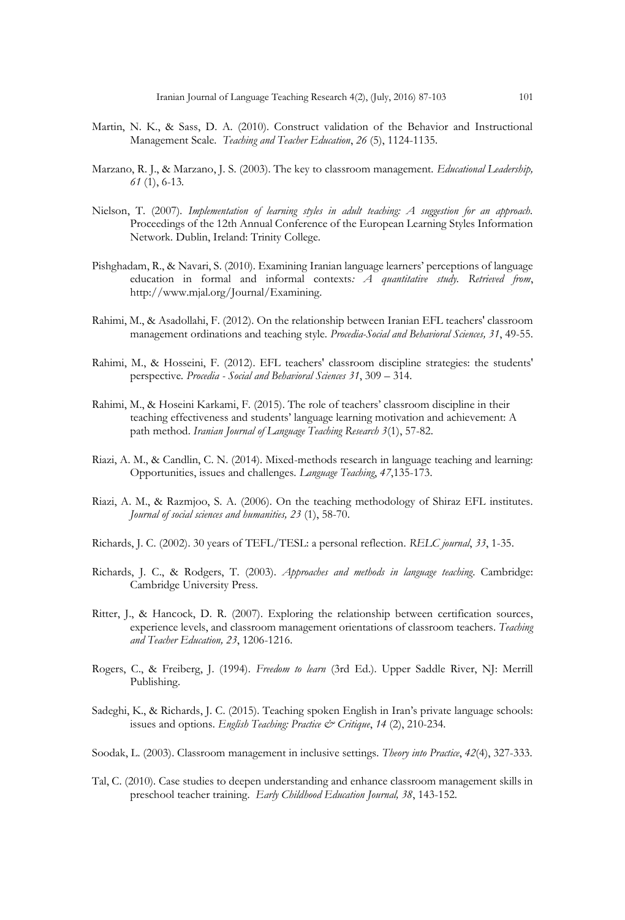Martin, N. K., & Sass, D. A. (2010). Construct validation of the Behavior and Instructional Management Scale. *Teaching and Teacher Education*, *26* (5), 1124-1135.

Marzano, R. J., & Marzano, J. S. (2003). The key to classroom management. *Educational Leadership, 61* (1), 6-13.

Nielson, T. (2007). *Implementation of learning styles in adult teaching: A suggestion for an approach.* Proceedings of the 12th Annual Conference of the European Learning Styles Information Network. Dublin, Ireland: Trinity College.

Pishghadam, R., & Navari, S. (2010). Examining Iranian language learners' perceptions of language education in formal and informal contexts*: A quantitative study. Retrieved from*, http://www.mjal.org/Journal/Examining.

Rahimi, M., & Asadollahi, F. (2012). On the relationship between Iranian EFL teachers' classroom management ordinations and teaching style. *Procedia-Social and Behavioral Sciences, 31*, 49-55.

Rahimi, M., & Hosseini, F. (2012). EFL teachers' classroom discipline strategies: the students' perspective. *Procedia - Social and Behavioral Sciences 31*, 309 – 314.

Rahimi, M., & Hoseini Karkami, F. (2015). The role of teachers' classroom discipline in their teaching effectiveness and students' language learning motivation and achievement: A path method. *Iranian Journal of Language Teaching Research 3*(1), 57-82.

Riazi, A. M., & Candlin, C. N. (2014). Mixed-methods research in language teaching and learning: Opportunities, issues and challenges. *Language Teaching*, *47*,135-173.

Riazi, A. M., & Razmjoo, S. A. (2006). On the teaching methodology of Shiraz EFL institutes. *Journal of social sciences and humanities, 23* (1), 58-70.

Richards, J. C. (2002). 30 years of TEFL/TESL: a personal reflection. *RELC journal*, *33*, 1-35.

Richards, J. C., & Rodgers, T. (2003). *Approaches and methods in language teaching*. Cambridge: Cambridge University Press.

Ritter, J., & Hancock, D. R. (2007). Exploring the relationship between certification sources, experience levels, and classroom management orientations of classroom teachers. *Teaching and Teacher Education, 23*, 1206-1216.

Rogers, C., & Freiberg, J. (1994). *Freedom to learn* (3rd Ed.). Upper Saddle River, NJ: Merrill Publishing.

Sadeghi, K., & Richards, J. C. (2015). Teaching spoken English in Iran's private language schools: issues and options. *English Teaching: Practice & Critique*, *14* (2), 210-234.

Soodak, L. (2003). Classroom management in inclusive settings. *Theory into Practice*, *42*(4), 327-333.

Tal, C. (2010). Case studies to deepen understanding and enhance classroom management skills in preschool teacher training. *Early Childhood Education Journal, 38*, 143-152.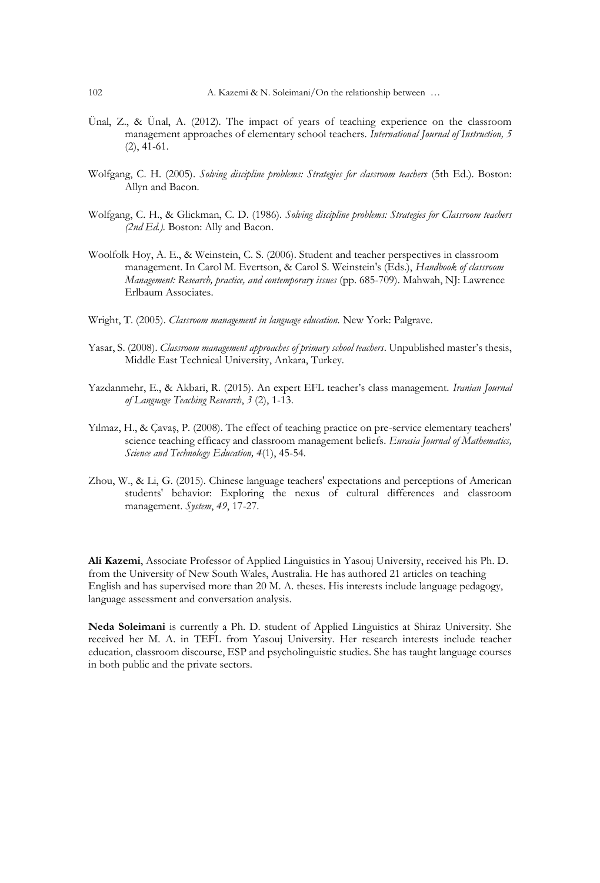Ünal, Z., & Ünal, A. (2012). The impact of years of teaching experience on the classroom management approaches of elementary school teachers. *International Journal of Instruction, 5* (2), 41-61.

Wolfgang, C. H. (2005). *Solving discipline problems: Strategies for classroom teachers* (5th Ed.). Boston: Allyn and Bacon.

Wolfgang, C. H., & Glickman, C. D. (1986). *Solving discipline problems: Strategies for Classroom teachers (2nd Ed.).* Boston: Ally and Bacon.

Woolfolk Hoy, A. E., & Weinstein, C. S. (2006). Student and teacher perspectives in classroom management. In Carol M. Evertson, & Carol S. Weinstein's (Eds.), *Handbook of classroom Management: Research, practice, and contemporary issues* (pp. 685-709). Mahwah, NJ: Lawrence Erlbaum Associates.

Wright, T. (2005). *Classroom management in language education.* New York: Palgrave.

Yasar, S. (2008). *Classroom management approaches of primary school teachers*. Unpublished master's thesis, Middle East Technical University, Ankara, Turkey.

Yazdanmehr, E., & Akbari, R. (2015). An expert EFL teacher's class management. *Iranian Journal of Language Teaching Research*, *3* (2), 1-13.

Yılmaz, H., & Çavaş, P. (2008). The effect of teaching practice on pre-service elementary teachers' science teaching efficacy and classroom management beliefs. *Eurasia Journal of Mathematics, Science and Technology Education, 4*(1), 45-54.

Zhou, W., & Li, G. (2015). Chinese language teachers' expectations and perceptions of American students' behavior: Exploring the nexus of cultural differences and classroom management. *System*, *49*, 17-27.

**Ali Kazemi**, Associate Professor of Applied Linguistics in Yasouj University, received his Ph. D. from the University of New South Wales, Australia. He has authored 21 articles on teaching English and has supervised more than 20 M. A. theses. His interests include language pedagogy, language assessment and conversation analysis.

**Neda Soleimani** is currently a Ph. D. student of Applied Linguistics at Shiraz University. She received her M. A. in TEFL from Yasouj University. Her research interests include teacher education, classroom discourse, ESP and psycholinguistic studies. She has taught language courses in both public and the private sectors.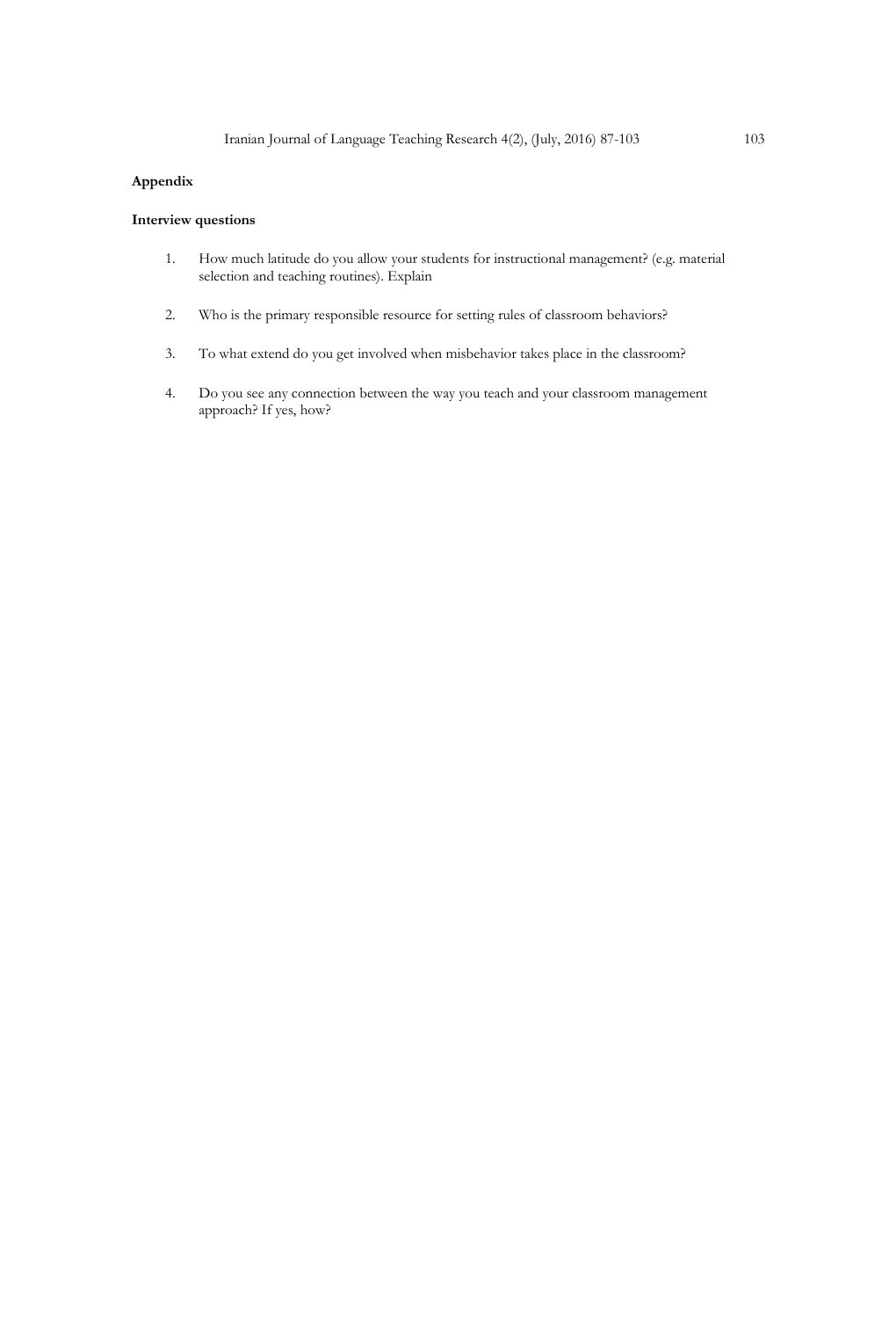## Appendix

### Interview questions

1. How much latitude do you allow your students for instructional management? (e.g. material selection and teaching routines). Explain

2. Who is the primary responsible resource for setting rules of classroom behaviors?

3. To what extend do you get involved when misbehavior takes place in the classroom?

4. Do you see any connection between the way you teach and your classroom management approach? If yes, how?